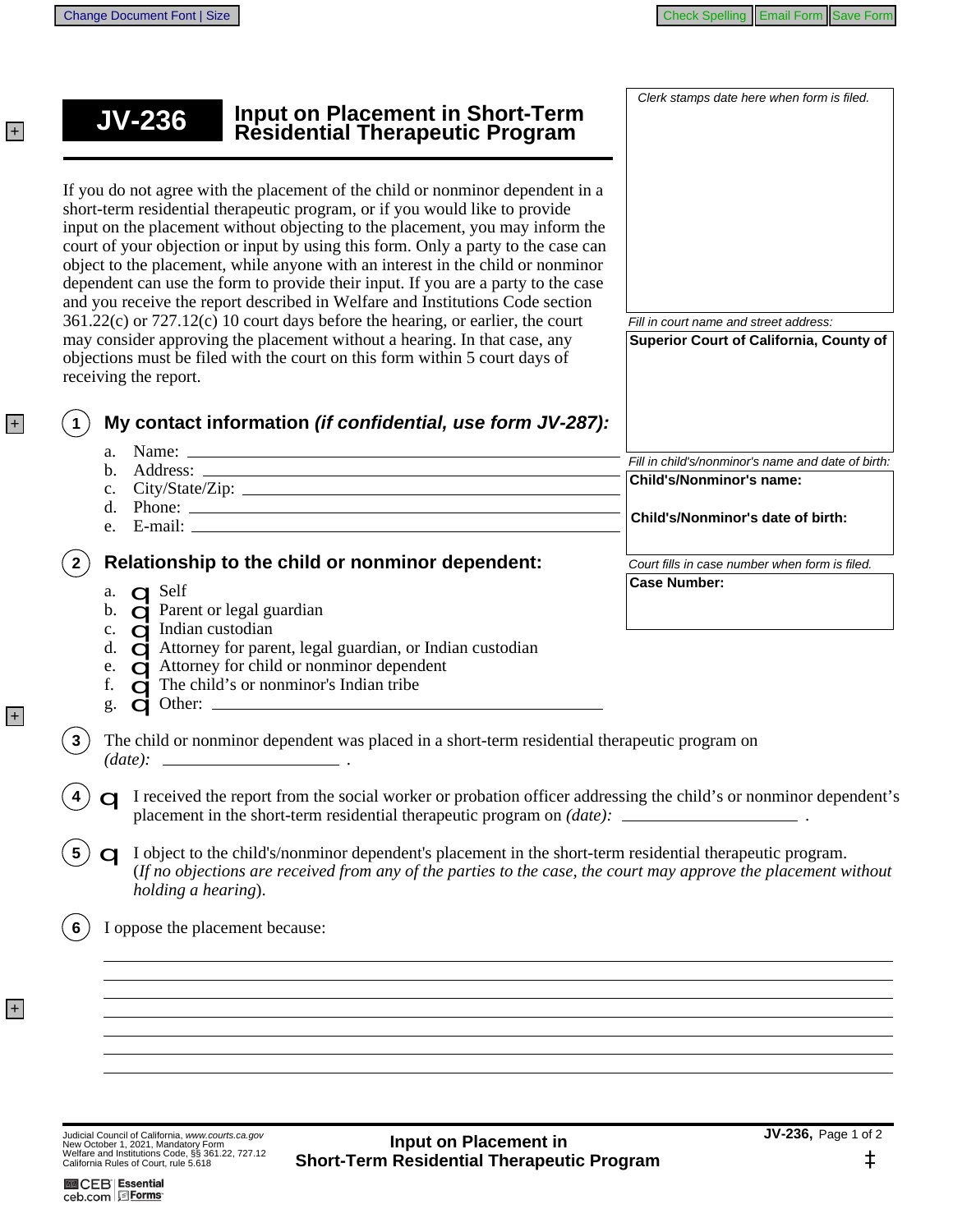Change Document Font | Size

Check Spelling | Email Form | Save Form

# JV-236 Input on Placement in Short-Term Residential Therapeutic Program

*Clerk stamps date here when form is filed.*

*Fill in court name and street address:*

**Superior Court of California, County of**

*Fill in child's/nonminor's name and date of birth:*

**Child's/Nonminor's name:**

**Child's/Nonminor's date of birth:**

*Court fills in case number when form is filed.*

**Case Number:**

If you do not agree with the placement of the child or nonminor dependent in a short-term residential therapeutic program, or if you would like to provide input on the placement without objecting to the placement, you may inform the court of your objection or input by using this form. Only a party to the case can object to the placement, while anyone with an interest in the child or nonminor dependent can use the form to provide their input. If you are a party to the case and you receive the report described in Welfare and Institutions Code section 361.22(c) or 727.12(c) 10 court days before the hearing, or earlier, the court may consider approving the placement without a hearing. In that case, any objections must be filed with the court on this form within 5 court days of receiving the report.

**1 My contact information *(if confidential, use form JV-287):***

a. Name: ______________________

b. Address: ______________________

c. City/State/Zip: ______________________

d. Phone: ______________________

e. E-mail: ______________________

**2 Relationship to the child or nonminor dependent:**

a. ☐ Self

b. ☐ Parent or legal guardian

c. ☐ Indian custodian

d. ☐ Attorney for parent, legal guardian, or Indian custodian

e. ☐ Attorney for child or nonminor dependent

f. ☐ The child's or nonminor's Indian tribe

g. ☐ Other: ______________________

**3** The child or nonminor dependent was placed in a short-term residential therapeutic program on *(date):* ______________ .

**4** ☐ I received the report from the social worker or probation officer addressing the child's or nonminor dependent's placement in the short-term residential therapeutic program on *(date):* ______________ .

**5** ☐ I object to the child's/nonminor dependent's placement in the short-term residential therapeutic program. (*If no objections are received from any of the parties to the case, the court may approve the placement without holding a hearing*).

**6** I oppose the placement because:

______________________________________________

______________________________________________

______________________________________________

______________________________________________

______________________________________________

______________________________________________

______________________________________________

Judicial Council of California, *www.courts.ca.gov*
New October 1, 2021, Mandatory Form
Welfare and Institutions Code, §§ 361.22, 727.12
California Rules of Court, rule 5.618

**Input on Placement in Short-Term Residential Therapeutic Program**

**JV-236,**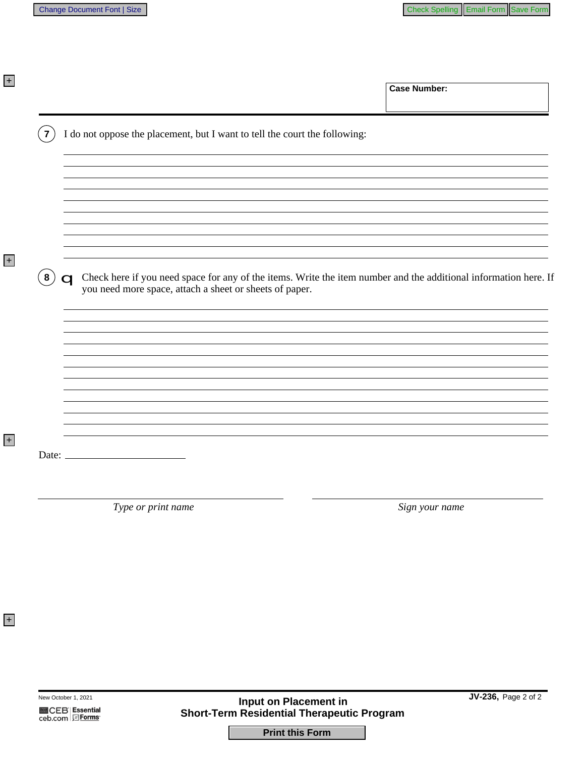**Case Number:**

---

(7) I do not oppose the placement, but I want to tell the court the following:

_______________________________________________

_______________________________________________

_______________________________________________

_______________________________________________

_______________________________________________

_______________________________________________

_______________________________________________

_______________________________________________

_______________________________________________

(8) ☐ Check here if you need space for any of the items. Write the item number and the additional information here. If you need more space, attach a sheet or sheets of paper.

_______________________________________________

_______________________________________________

_______________________________________________

_______________________________________________

_______________________________________________

_______________________________________________

_______________________________________________

_______________________________________________

_______________________________________________

_______________________________________________

_______________________________________________

_______________________________________________

Date: ____________________

| | |
|---|---|
| ______________________________ | ______________________________ |
| *Type or print name* | *Sign your name* |

New October 1, 2021

**Input on Placement in Short-Term Residential Therapeutic Program**

**JV-236,**